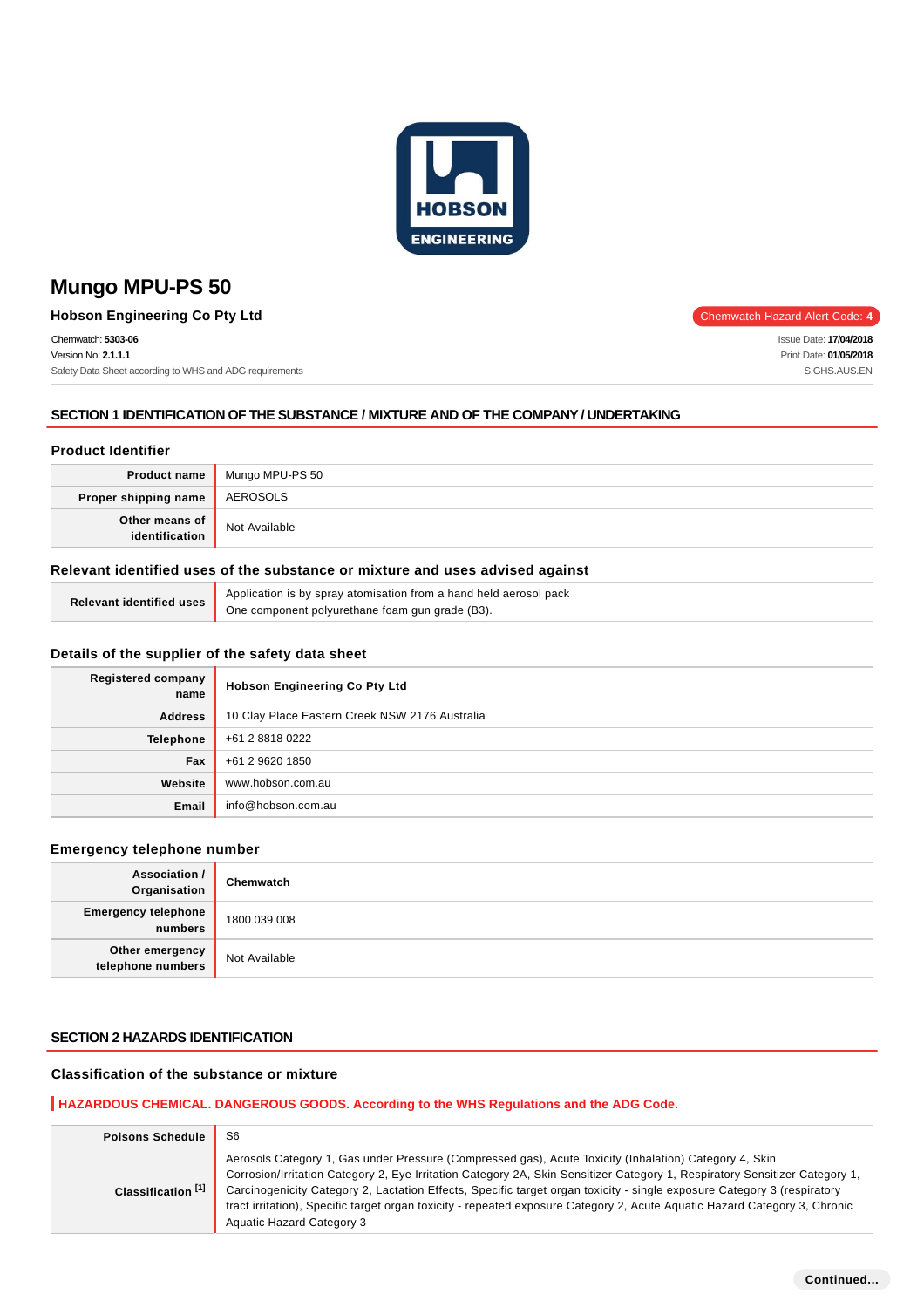# Mungo MPU-PS 50

**Hobson Engineering Co Pty Ltd**

Chemwatch Hazard Alert Code: **4**

Chemwatch: **5303-06**
Version No: **2.1.1.1**
Safety Data Sheet according to WHS and ADG requirements

Issue Date: **17/04/2018**
Print Date: **01/05/2018**
S.GHS.AUS.EN

## SECTION 1 IDENTIFICATION OF THE SUBSTANCE / MIXTURE AND OF THE COMPANY / UNDERTAKING

### Product Identifier

| | |
|---|---|
| **Product name** | Mungo MPU-PS 50 |
| **Proper shipping name** | AEROSOLS |
| **Other means of identification** | Not Available |

### Relevant identified uses of the substance or mixture and uses advised against

| | |
|---|---|
| **Relevant identified uses** | Application is by spray atomisation from a hand held aerosol pack<br>One component polyurethane foam gun grade (B3). |

### Details of the supplier of the safety data sheet

| | |
|---|---|
| **Registered company name** | **Hobson Engineering Co Pty Ltd** |
| **Address** | 10 Clay Place Eastern Creek NSW 2176 Australia |
| **Telephone** | +61 2 8818 0222 |
| **Fax** | +61 2 9620 1850 |
| **Website** | www.hobson.com.au |
| **Email** | info@hobson.com.au |

### Emergency telephone number

| | |
|---|---|
| **Association / Organisation** | **Chemwatch** |
| **Emergency telephone numbers** | 1800 039 008 |
| **Other emergency telephone numbers** | Not Available |

## SECTION 2 HAZARDS IDENTIFICATION

### Classification of the substance or mixture

**HAZARDOUS CHEMICAL. DANGEROUS GOODS. According to the WHS Regulations and the ADG Code.**

| | |
|---|---|
| **Poisons Schedule** | S6 |
| **Classification [1]** | Aerosols Category 1, Gas under Pressure (Compressed gas), Acute Toxicity (Inhalation) Category 4, Skin Corrosion/Irritation Category 2, Eye Irritation Category 2A, Skin Sensitizer Category 1, Respiratory Sensitizer Category 1, Carcinogenicity Category 2, Lactation Effects, Specific target organ toxicity - single exposure Category 3 (respiratory tract irritation), Specific target organ toxicity - repeated exposure Category 2, Acute Aquatic Hazard Category 3, Chronic Aquatic Hazard Category 3 |

Continued...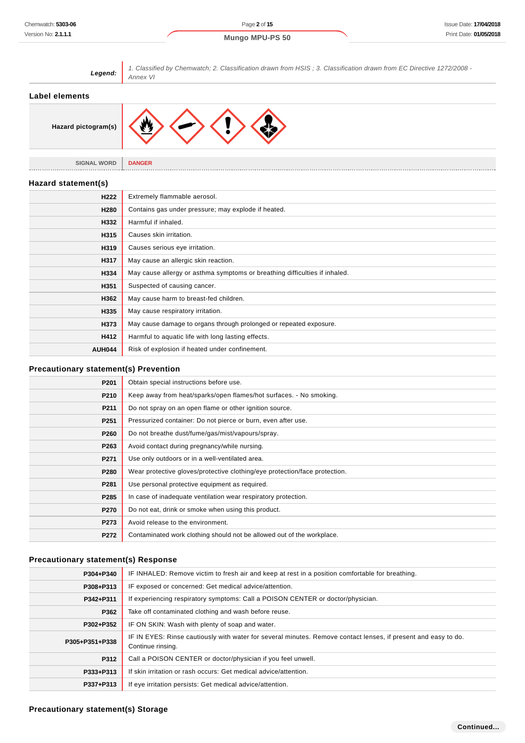| **Legend:** | *1. Classified by Chemwatch; 2. Classification drawn from HSIS ; 3. Classification drawn from EC Directive 1272/2008 - Annex VI* |
|---|---|

## Label elements

| **Hazard pictogram(s)** | |
|---|---|

| SIGNAL WORD | **DANGER** |
|---|---|

## Hazard statement(s)

| | |
|---|---|
| **H222** | Extremely flammable aerosol. |
| **H280** | Contains gas under pressure; may explode if heated. |
| **H332** | Harmful if inhaled. |
| **H315** | Causes skin irritation. |
| **H319** | Causes serious eye irritation. |
| **H317** | May cause an allergic skin reaction. |
| **H334** | May cause allergy or asthma symptoms or breathing difficulties if inhaled. |
| **H351** | Suspected of causing cancer. |
| **H362** | May cause harm to breast-fed children. |
| **H335** | May cause respiratory irritation. |
| **H373** | May cause damage to organs through prolonged or repeated exposure. |
| **H412** | Harmful to aquatic life with long lasting effects. |
| **AUH044** | Risk of explosion if heated under confinement. |

## Precautionary statement(s) Prevention

| | |
|---|---|
| **P201** | Obtain special instructions before use. |
| **P210** | Keep away from heat/sparks/open flames/hot surfaces. - No smoking. |
| **P211** | Do not spray on an open flame or other ignition source. |
| **P251** | Pressurized container: Do not pierce or burn, even after use. |
| **P260** | Do not breathe dust/fume/gas/mist/vapours/spray. |
| **P263** | Avoid contact during pregnancy/while nursing. |
| **P271** | Use only outdoors or in a well-ventilated area. |
| **P280** | Wear protective gloves/protective clothing/eye protection/face protection. |
| **P281** | Use personal protective equipment as required. |
| **P285** | In case of inadequate ventilation wear respiratory protection. |
| **P270** | Do not eat, drink or smoke when using this product. |
| **P273** | Avoid release to the environment. |
| **P272** | Contaminated work clothing should not be allowed out of the workplace. |

## Precautionary statement(s) Response

| | |
|---|---|
| **P304+P340** | IF INHALED: Remove victim to fresh air and keep at rest in a position comfortable for breathing. |
| **P308+P313** | IF exposed or concerned: Get medical advice/attention. |
| **P342+P311** | If experiencing respiratory symptoms: Call a POISON CENTER or doctor/physician. |
| **P362** | Take off contaminated clothing and wash before reuse. |
| **P302+P352** | IF ON SKIN: Wash with plenty of soap and water. |
| **P305+P351+P338** | IF IN EYES: Rinse cautiously with water for several minutes. Remove contact lenses, if present and easy to do. Continue rinsing. |
| **P312** | Call a POISON CENTER or doctor/physician if you feel unwell. |
| **P333+P313** | If skin irritation or rash occurs: Get medical advice/attention. |
| **P337+P313** | If eye irritation persists: Get medical advice/attention. |

## Precautionary statement(s) Storage

**Continued...**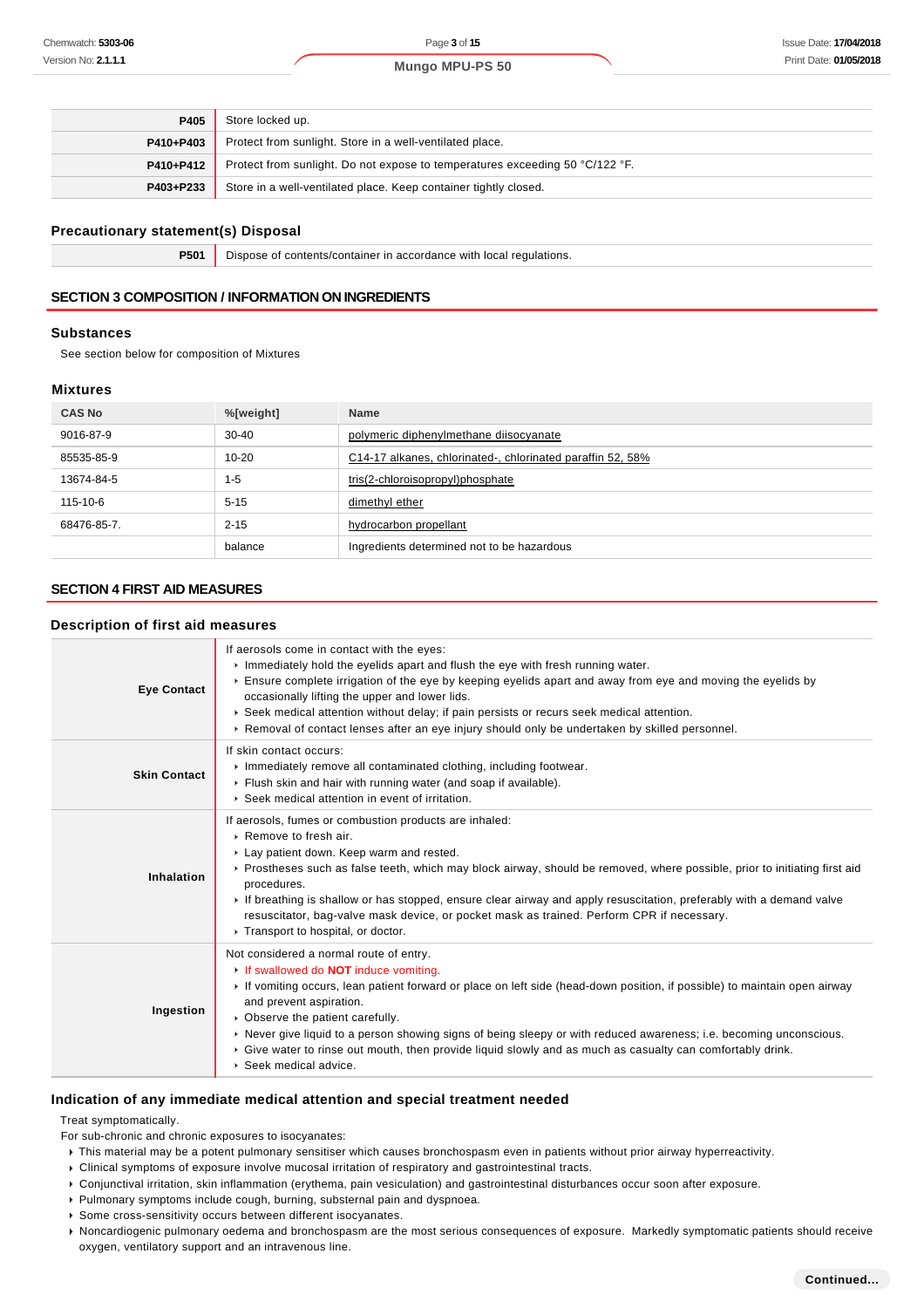| | |
|---|---|
| **P405** | Store locked up. |
| **P410+P403** | Protect from sunlight. Store in a well-ventilated place. |
| **P410+P412** | Protect from sunlight. Do not expose to temperatures exceeding 50 °C/122 °F. |
| **P403+P233** | Store in a well-ventilated place. Keep container tightly closed. |

### Precautionary statement(s) Disposal

| | |
|---|---|
| **P501** | Dispose of contents/container in accordance with local regulations. |

## SECTION 3 COMPOSITION / INFORMATION ON INGREDIENTS

### Substances

See section below for composition of Mixtures

### Mixtures

| CAS No | %[weight] | Name |
|---|---|---|
| 9016-87-9 | 30-40 | polymeric diphenylmethane diisocyanate |
| 85535-85-9 | 10-20 | C14-17 alkanes, chlorinated-, chlorinated paraffin 52, 58% |
| 13674-84-5 | 1-5 | tris(2-chloroisopropyl)phosphate |
| 115-10-6 | 5-15 | dimethyl ether |
| 68476-85-7. | 2-15 | hydrocarbon propellant |
| | balance | Ingredients determined not to be hazardous |

## SECTION 4 FIRST AID MEASURES

### Description of first aid measures

| | |
|---|---|
| **Eye Contact** | If aerosols come in contact with the eyes:<br>▸ Immediately hold the eyelids apart and flush the eye with fresh running water.<br>▸ Ensure complete irrigation of the eye by keeping eyelids apart and away from eye and moving the eyelids by occasionally lifting the upper and lower lids.<br>▸ Seek medical attention without delay; if pain persists or recurs seek medical attention.<br>▸ Removal of contact lenses after an eye injury should only be undertaken by skilled personnel. |
| **Skin Contact** | If skin contact occurs:<br>▸ Immediately remove all contaminated clothing, including footwear.<br>▸ Flush skin and hair with running water (and soap if available).<br>▸ Seek medical attention in event of irritation. |
| **Inhalation** | If aerosols, fumes or combustion products are inhaled:<br>▸ Remove to fresh air.<br>▸ Lay patient down. Keep warm and rested.<br>▸ Prostheses such as false teeth, which may block airway, should be removed, where possible, prior to initiating first aid procedures.<br>▸ If breathing is shallow or has stopped, ensure clear airway and apply resuscitation, preferably with a demand valve resuscitator, bag-valve mask device, or pocket mask as trained. Perform CPR if necessary.<br>▸ Transport to hospital, or doctor. |
| **Ingestion** | Not considered a normal route of entry.<br>▸ If swallowed do **NOT** induce vomiting.<br>▸ If vomiting occurs, lean patient forward or place on left side (head-down position, if possible) to maintain open airway and prevent aspiration.<br>▸ Observe the patient carefully.<br>▸ Never give liquid to a person showing signs of being sleepy or with reduced awareness; i.e. becoming unconscious.<br>▸ Give water to rinse out mouth, then provide liquid slowly and as much as casualty can comfortably drink.<br>▸ Seek medical advice. |

### Indication of any immediate medical attention and special treatment needed

Treat symptomatically.

For sub-chronic and chronic exposures to isocyanates:

- This material may be a potent pulmonary sensitiser which causes bronchospasm even in patients without prior airway hyperreactivity.
- Clinical symptoms of exposure involve mucosal irritation of respiratory and gastrointestinal tracts.
- Conjunctival irritation, skin inflammation (erythema, pain vesiculation) and gastrointestinal disturbances occur soon after exposure.
- Pulmonary symptoms include cough, burning, substernal pain and dyspnoea.
- Some cross-sensitivity occurs between different isocyanates.
- Noncardiogenic pulmonary oedema and bronchospasm are the most serious consequences of exposure. Markedly symptomatic patients should receive oxygen, ventilatory support and an intravenous line.

**Continued...**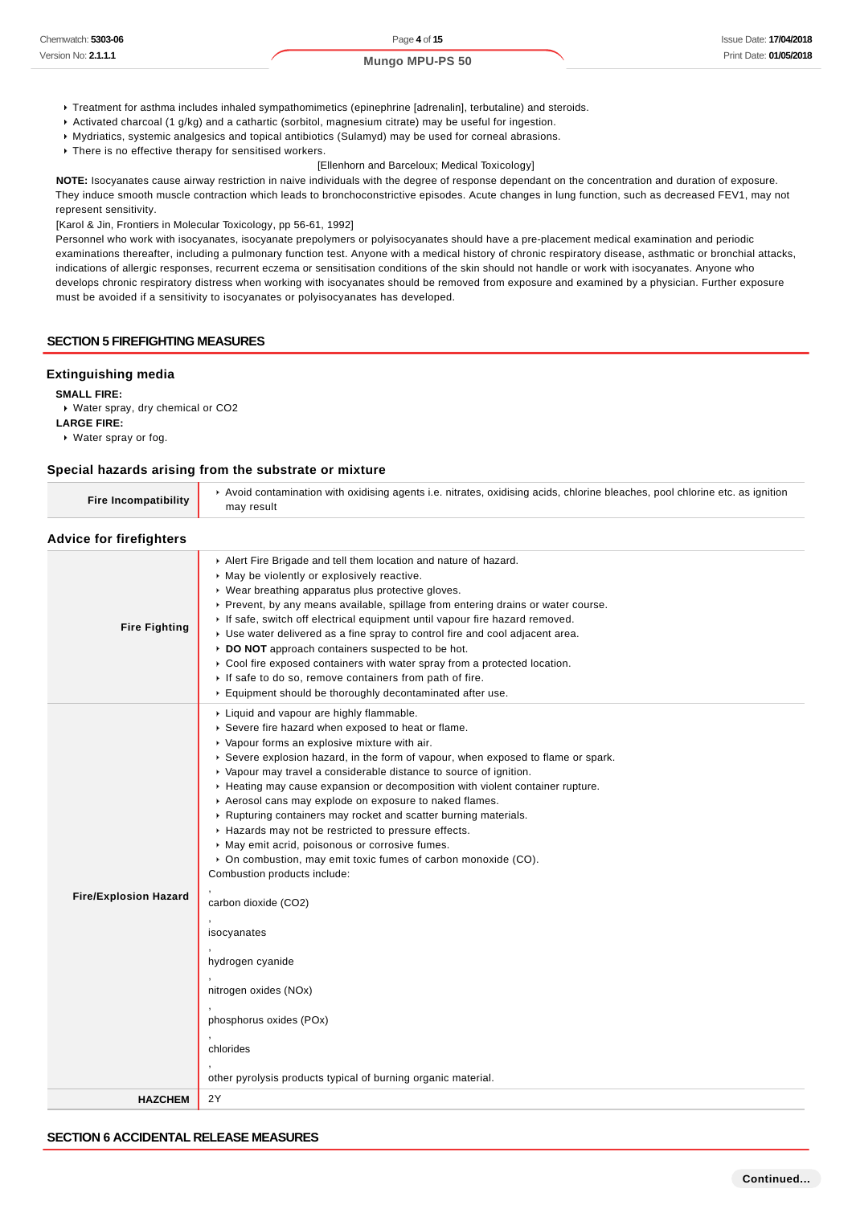- Treatment for asthma includes inhaled sympathomimetics (epinephrine [adrenalin], terbutaline) and steroids.
- Activated charcoal (1 g/kg) and a cathartic (sorbitol, magnesium citrate) may be useful for ingestion.
- Mydriatics, systemic analgesics and topical antibiotics (Sulamyd) may be used for corneal abrasions.
- There is no effective therapy for sensitised workers.

[Ellenhorn and Barceloux; Medical Toxicology]

**NOTE:** Isocyanates cause airway restriction in naive individuals with the degree of response dependant on the concentration and duration of exposure. They induce smooth muscle contraction which leads to bronchoconstrictive episodes. Acute changes in lung function, such as decreased FEV1, may not represent sensitivity.

[Karol & Jin, Frontiers in Molecular Toxicology, pp 56-61, 1992]

Personnel who work with isocyanates, isocyanate prepolymers or polyisocyanates should have a pre-placement medical examination and periodic examinations thereafter, including a pulmonary function test. Anyone with a medical history of chronic respiratory disease, asthmatic or bronchial attacks, indications of allergic responses, recurrent eczema or sensitisation conditions of the skin should not handle or work with isocyanates. Anyone who develops chronic respiratory distress when working with isocyanates should be removed from exposure and examined by a physician. Further exposure must be avoided if a sensitivity to isocyanates or polyisocyanates has developed.

## SECTION 5 FIREFIGHTING MEASURES

### Extinguishing media

**SMALL FIRE:**
- Water spray, dry chemical or $CO_2$

**LARGE FIRE:**
- Water spray or fog.

### Special hazards arising from the substrate or mixture

| | |
|---|---|
| **Fire Incompatibility** | Avoid contamination with oxidising agents i.e. nitrates, oxidising acids, chlorine bleaches, pool chlorine etc. as ignition may result |

### Advice for firefighters

| | |
|---|---|
| **Fire Fighting** | Alert Fire Brigade and tell them location and nature of hazard.<br>May be violently or explosively reactive.<br>Wear breathing apparatus plus protective gloves.<br>Prevent, by any means available, spillage from entering drains or water course.<br>If safe, switch off electrical equipment until vapour fire hazard removed.<br>Use water delivered as a fine spray to control fire and cool adjacent area.<br>**DO NOT** approach containers suspected to be hot.<br>Cool fire exposed containers with water spray from a protected location.<br>If safe to do so, remove containers from path of fire.<br>Equipment should be thoroughly decontaminated after use. |
| **Fire/Explosion Hazard** | Liquid and vapour are highly flammable.<br>Severe fire hazard when exposed to heat or flame.<br>Vapour forms an explosive mixture with air.<br>Severe explosion hazard, in the form of vapour, when exposed to flame or spark.<br>Vapour may travel a considerable distance to source of ignition.<br>Heating may cause expansion or decomposition with violent container rupture.<br>Aerosol cans may explode on exposure to naked flames.<br>Rupturing containers may rocket and scatter burning materials.<br>Hazards may not be restricted to pressure effects.<br>May emit acrid, poisonous or corrosive fumes.<br>On combustion, may emit toxic fumes of carbon monoxide (CO).<br>Combustion products include:<br>,<br>carbon dioxide ($CO_2$)<br>,<br>isocyanates<br>,<br>hydrogen cyanide<br>,<br>nitrogen oxides (NOx)<br>,<br>phosphorus oxides (POx)<br>,<br>chlorides<br>,<br>other pyrolysis products typical of burning organic material. |
| **HAZCHEM** | 2Y |

## SECTION 6 ACCIDENTAL RELEASE MEASURES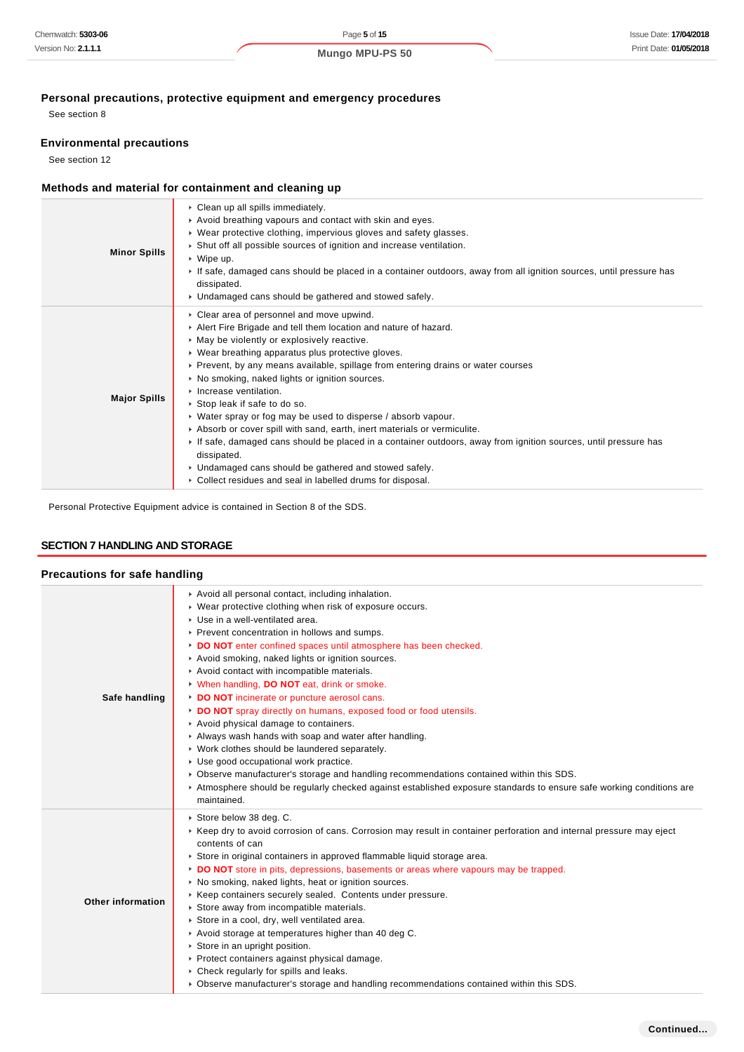### Personal precautions, protective equipment and emergency procedures

See section 8

### Environmental precautions

See section 12

### Methods and material for containment and cleaning up

| | |
|---|---|
| **Minor Spills** | - Clean up all spills immediately.<br>- Avoid breathing vapours and contact with skin and eyes.<br>- Wear protective clothing, impervious gloves and safety glasses.<br>- Shut off all possible sources of ignition and increase ventilation.<br>- Wipe up.<br>- If safe, damaged cans should be placed in a container outdoors, away from all ignition sources, until pressure has dissipated.<br>- Undamaged cans should be gathered and stowed safely. |
| **Major Spills** | - Clear area of personnel and move upwind.<br>- Alert Fire Brigade and tell them location and nature of hazard.<br>- May be violently or explosively reactive.<br>- Wear breathing apparatus plus protective gloves.<br>- Prevent, by any means available, spillage from entering drains or water courses<br>- No smoking, naked lights or ignition sources.<br>- Increase ventilation.<br>- Stop leak if safe to do so.<br>- Water spray or fog may be used to disperse / absorb vapour.<br>- Absorb or cover spill with sand, earth, inert materials or vermiculite.<br>- If safe, damaged cans should be placed in a container outdoors, away from ignition sources, until pressure has dissipated.<br>- Undamaged cans should be gathered and stowed safely.<br>- Collect residues and seal in labelled drums for disposal. |

Personal Protective Equipment advice is contained in Section 8 of the SDS.

## SECTION 7 HANDLING AND STORAGE

### Precautions for safe handling

| | |
|---|---|
| **Safe handling** | - Avoid all personal contact, including inhalation.<br>- Wear protective clothing when risk of exposure occurs.<br>- Use in a well-ventilated area.<br>- Prevent concentration in hollows and sumps.<br>- **DO NOT** enter confined spaces until atmosphere has been checked.<br>- Avoid smoking, naked lights or ignition sources.<br>- Avoid contact with incompatible materials.<br>- When handling, **DO NOT** eat, drink or smoke.<br>- **DO NOT** incinerate or puncture aerosol cans.<br>- **DO NOT** spray directly on humans, exposed food or food utensils.<br>- Avoid physical damage to containers.<br>- Always wash hands with soap and water after handling.<br>- Work clothes should be laundered separately.<br>- Use good occupational work practice.<br>- Observe manufacturer's storage and handling recommendations contained within this SDS.<br>- Atmosphere should be regularly checked against established exposure standards to ensure safe working conditions are maintained. |
| **Other information** | - Store below 38 deg. C.<br>- Keep dry to avoid corrosion of cans. Corrosion may result in container perforation and internal pressure may eject contents of can<br>- Store in original containers in approved flammable liquid storage area.<br>- **DO NOT** store in pits, depressions, basements or areas where vapours may be trapped.<br>- No smoking, naked lights, heat or ignition sources.<br>- Keep containers securely sealed. Contents under pressure.<br>- Store away from incompatible materials.<br>- Store in a cool, dry, well ventilated area.<br>- Avoid storage at temperatures higher than 40 deg C.<br>- Store in an upright position.<br>- Protect containers against physical damage.<br>- Check regularly for spills and leaks.<br>- Observe manufacturer's storage and handling recommendations contained within this SDS. |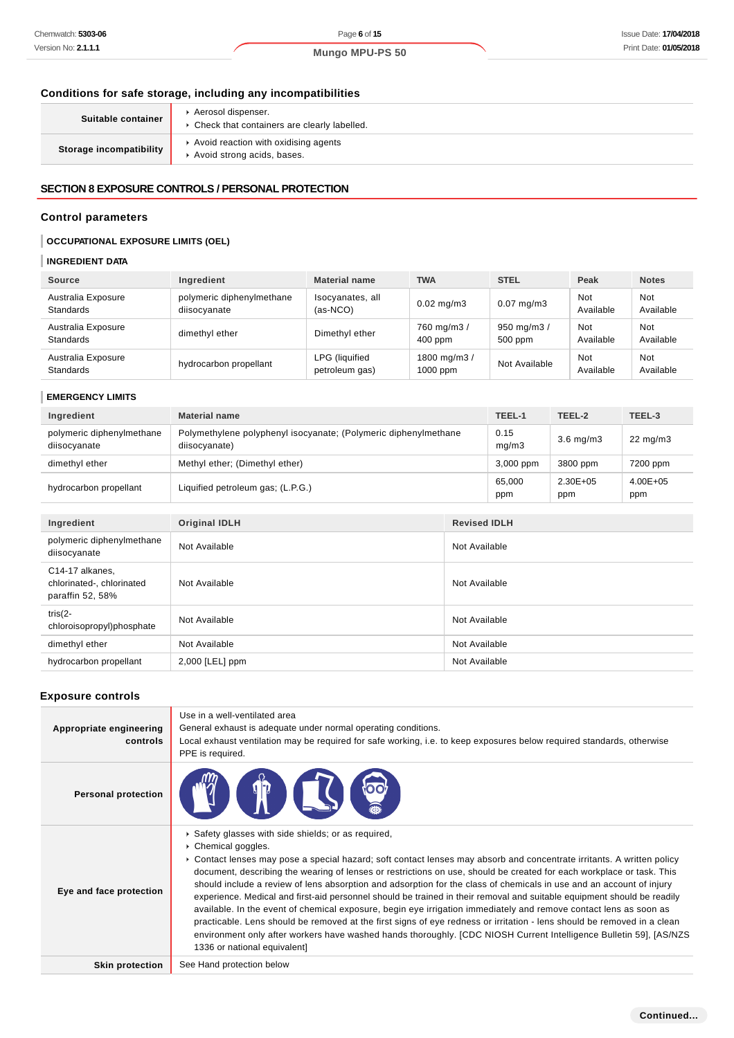### Conditions for safe storage, including any incompatibilities

| | |
|---|---|
| **Suitable container** | ▸ Aerosol dispenser.<br>▸ Check that containers are clearly labelled. |
| **Storage incompatibility** | ▸ Avoid reaction with oxidising agents<br>▸ Avoid strong acids, bases. |

## SECTION 8 EXPOSURE CONTROLS / PERSONAL PROTECTION

### Control parameters

**OCCUPATIONAL EXPOSURE LIMITS (OEL)**

**INGREDIENT DATA**

| Source | Ingredient | Material name | TWA | STEL | Peak | Notes |
|---|---|---|---|---|---|---|
| Australia Exposure Standards | polymeric diphenylmethane diisocyanate | Isocyanates, all (as-NCO) | 0.02 mg/m3 | 0.07 mg/m3 | Not Available | Not Available |
| Australia Exposure Standards | dimethyl ether | Dimethyl ether | 760 mg/m3 / 400 ppm | 950 mg/m3 / 500 ppm | Not Available | Not Available |
| Australia Exposure Standards | hydrocarbon propellant | LPG (liquified petroleum gas) | 1800 mg/m3 / 1000 ppm | Not Available | Not Available | Not Available |

**EMERGENCY LIMITS**

| Ingredient | Material name | TEEL-1 | TEEL-2 | TEEL-3 |
|---|---|---|---|---|
| polymeric diphenylmethane diisocyanate | Polymethylene polyphenyl isocyanate; (Polymeric diphenylmethane diisocyanate) | 0.15 mg/m3 | 3.6 mg/m3 | 22 mg/m3 |
| dimethyl ether | Methyl ether; (Dimethyl ether) | 3,000 ppm | 3800 ppm | 7200 ppm |
| hydrocarbon propellant | Liquified petroleum gas; (L.P.G.) | 65,000 ppm | 2.30E+05 ppm | 4.00E+05 ppm |

| Ingredient | Original IDLH | Revised IDLH |
|---|---|---|
| polymeric diphenylmethane diisocyanate | Not Available | Not Available |
| C14-17 alkanes, chlorinated-, chlorinated paraffin 52, 58% | Not Available | Not Available |
| tris(2-chloroisopropyl)phosphate | Not Available | Not Available |
| dimethyl ether | Not Available | Not Available |
| hydrocarbon propellant | 2,000 [LEL] ppm | Not Available |

### Exposure controls

| | |
|---|---|
| **Appropriate engineering controls** | Use in a well-ventilated area<br>General exhaust is adequate under normal operating conditions.<br>Local exhaust ventilation may be required for safe working, i.e. to keep exposures below required standards, otherwise PPE is required. |
| **Personal protection** | |
| **Eye and face protection** | ▸ Safety glasses with side shields; or as required,<br>▸ Chemical goggles.<br>▸ Contact lenses may pose a special hazard; soft contact lenses may absorb and concentrate irritants. A written policy document, describing the wearing of lenses or restrictions on use, should be created for each workplace or task. This should include a review of lens absorption and adsorption for the class of chemicals in use and an account of injury experience. Medical and first-aid personnel should be trained in their removal and suitable equipment should be readily available. In the event of chemical exposure, begin eye irrigation immediately and remove contact lens as soon as practicable. Lens should be removed at the first signs of eye redness or irritation - lens should be removed in a clean environment only after workers have washed hands thoroughly. [CDC NIOSH Current Intelligence Bulletin 59], [AS/NZS 1336 or national equivalent] |
| **Skin protection** | See Hand protection below |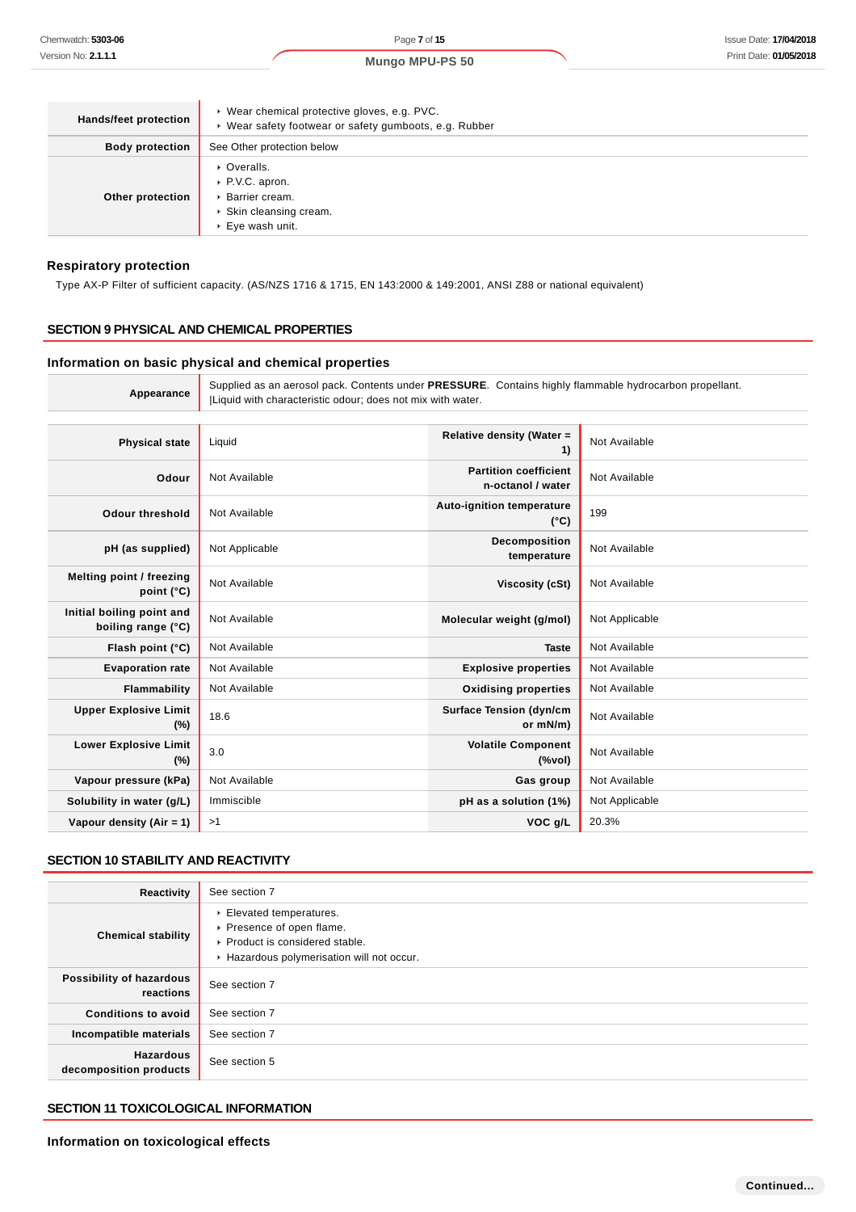| | |
|---|---|
| **Hands/feet protection** | ‣ Wear chemical protective gloves, e.g. PVC.<br>‣ Wear safety footwear or safety gumboots, e.g. Rubber |
| **Body protection** | See Other protection below |
| **Other protection** | ‣ Overalls.<br>‣ P.V.C. apron.<br>‣ Barrier cream.<br>‣ Skin cleansing cream.<br>‣ Eye wash unit. |

### Respiratory protection

Type AX-P Filter of sufficient capacity. (AS/NZS 1716 & 1715, EN 143:2000 & 149:2001, ANSI Z88 or national equivalent)

## SECTION 9 PHYSICAL AND CHEMICAL PROPERTIES

### Information on basic physical and chemical properties

| | |
|---|---|
| **Appearance** | Supplied as an aerosol pack. Contents under **PRESSURE**. Contains highly flammable hydrocarbon propellant.<br>\|Liquid with characteristic odour; does not mix with water. |

| | | | |
|---|---|---|---|
| **Physical state** | Liquid | **Relative density (Water = 1)** | Not Available |
| **Odour** | Not Available | **Partition coefficient n-octanol / water** | Not Available |
| **Odour threshold** | Not Available | **Auto-ignition temperature (°C)** | 199 |
| **pH (as supplied)** | Not Applicable | **Decomposition temperature** | Not Available |
| **Melting point / freezing point (°C)** | Not Available | **Viscosity (cSt)** | Not Available |
| **Initial boiling point and boiling range (°C)** | Not Available | **Molecular weight (g/mol)** | Not Applicable |
| **Flash point (°C)** | Not Available | **Taste** | Not Available |
| **Evaporation rate** | Not Available | **Explosive properties** | Not Available |
| **Flammability** | Not Available | **Oxidising properties** | Not Available |
| **Upper Explosive Limit (%)** | 18.6 | **Surface Tension (dyn/cm or mN/m)** | Not Available |
| **Lower Explosive Limit (%)** | 3.0 | **Volatile Component (%vol)** | Not Available |
| **Vapour pressure (kPa)** | Not Available | **Gas group** | Not Available |
| **Solubility in water (g/L)** | Immiscible | **pH as a solution (1%)** | Not Applicable |
| **Vapour density (Air = 1)** | >1 | **VOC g/L** | 20.3% |

## SECTION 10 STABILITY AND REACTIVITY

| | |
|---|---|
| **Reactivity** | See section 7 |
| **Chemical stability** | ‣ Elevated temperatures.<br>‣ Presence of open flame.<br>‣ Product is considered stable.<br>‣ Hazardous polymerisation will not occur. |
| **Possibility of hazardous reactions** | See section 7 |
| **Conditions to avoid** | See section 7 |
| **Incompatible materials** | See section 7 |
| **Hazardous decomposition products** | See section 5 |

## SECTION 11 TOXICOLOGICAL INFORMATION

### Information on toxicological effects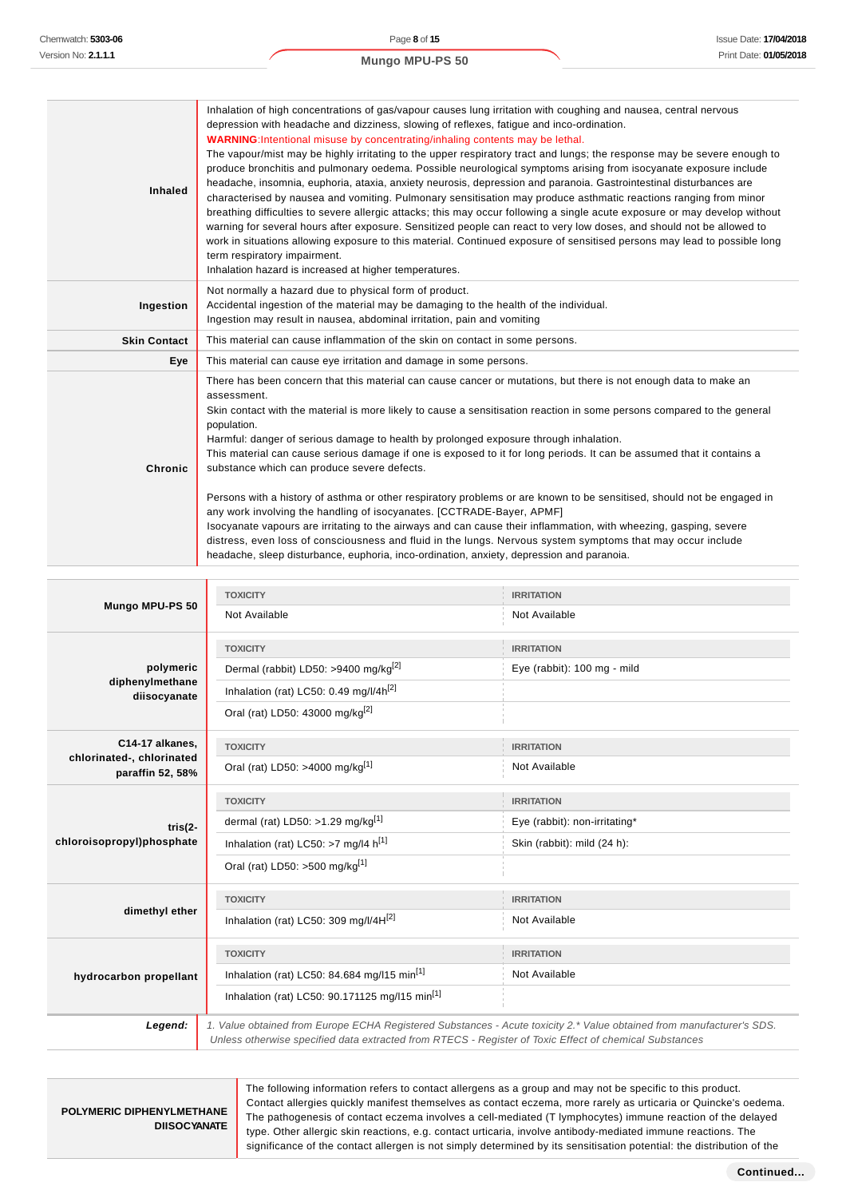| | |
|---|---|
| **Inhaled** | Inhalation of high concentrations of gas/vapour causes lung irritation with coughing and nausea, central nervous depression with headache and dizziness, slowing of reflexes, fatigue and inco-ordination.<br>**WARNING**:Intentional misuse by concentrating/inhaling contents may be lethal.<br>The vapour/mist may be highly irritating to the upper respiratory tract and lungs; the response may be severe enough to produce bronchitis and pulmonary oedema. Possible neurological symptoms arising from isocyanate exposure include headache, insomnia, euphoria, ataxia, anxiety neurosis, depression and paranoia. Gastrointestinal disturbances are characterised by nausea and vomiting. Pulmonary sensitisation may produce asthmatic reactions ranging from minor breathing difficulties to severe allergic attacks; this may occur following a single acute exposure or may develop without warning for several hours after exposure. Sensitized people can react to very low doses, and should not be allowed to work in situations allowing exposure to this material. Continued exposure of sensitised persons may lead to possible long term respiratory impairment.<br>Inhalation hazard is increased at higher temperatures. |
| **Ingestion** | Not normally a hazard due to physical form of product.<br>Accidental ingestion of the material may be damaging to the health of the individual.<br>Ingestion may result in nausea, abdominal irritation, pain and vomiting |
| **Skin Contact** | This material can cause inflammation of the skin on contact in some persons. |
| **Eye** | This material can cause eye irritation and damage in some persons. |
| **Chronic** | There has been concern that this material can cause cancer or mutations, but there is not enough data to make an assessment.<br>Skin contact with the material is more likely to cause a sensitisation reaction in some persons compared to the general population.<br>Harmful: danger of serious damage to health by prolonged exposure through inhalation.<br>This material can cause serious damage if one is exposed to it for long periods. It can be assumed that it contains a substance which can produce severe defects.<br><br>Persons with a history of asthma or other respiratory problems or are known to be sensitised, should not be engaged in any work involving the handling of isocyanates. [CCTRADE-Bayer, APMF]<br>Isocyanate vapours are irritating to the airways and can cause their inflammation, with wheezing, gasping, severe distress, even loss of consciousness and fluid in the lungs. Nervous system symptoms that may occur include headache, sleep disturbance, euphoria, inco-ordination, anxiety, depression and paranoia. |

| | TOXICITY | IRRITATION |
|---|---|---|
| **Mungo MPU-PS 50** | Not Available | Not Available |
| **polymeric diphenylmethane diisocyanate** | Dermal (rabbit) LD50: >9400 mg/kg[2] | Eye (rabbit): 100 mg - mild |
| | Inhalation (rat) LC50: 0.49 mg/l/4h[2] | |
| | Oral (rat) LD50: 43000 mg/kg[2] | |
| **C14-17 alkanes, chlorinated-, chlorinated paraffin 52, 58%** | Oral (rat) LD50: >4000 mg/kg[1] | Not Available |
| **tris(2-chloroisopropyl)phosphate** | dermal (rat) LD50: >1.29 mg/kg[1] | Eye (rabbit): non-irritating* |
| | Inhalation (rat) LC50: >7 mg/l4 h[1] | Skin (rabbit): mild (24 h): |
| | Oral (rat) LD50: >500 mg/kg[1] | |
| **dimethyl ether** | Inhalation (rat) LC50: 309 mg/l/4H[2] | Not Available |
| **hydrocarbon propellant** | Inhalation (rat) LC50: 84.684 mg/l15 min[1] | Not Available |
| | Inhalation (rat) LC50: 90.171125 mg/l15 min[1] | |
| ***Legend:*** | *1. Value obtained from Europe ECHA Registered Substances - Acute toxicity 2.\* Value obtained from manufacturer's SDS. Unless otherwise specified data extracted from RTECS - Register of Toxic Effect of chemical Substances* | |

| | |
|---|---|
| **POLYMERIC DIPHENYLMETHANE DIISOCYANATE** | The following information refers to contact allergens as a group and may not be specific to this product.<br>Contact allergies quickly manifest themselves as contact eczema, more rarely as urticaria or Quincke's oedema. The pathogenesis of contact eczema involves a cell-mediated (T lymphocytes) immune reaction of the delayed type. Other allergic skin reactions, e.g. contact urticaria, involve antibody-mediated immune reactions. The significance of the contact allergen is not simply determined by its sensitisation potential: the distribution of the |

Continued...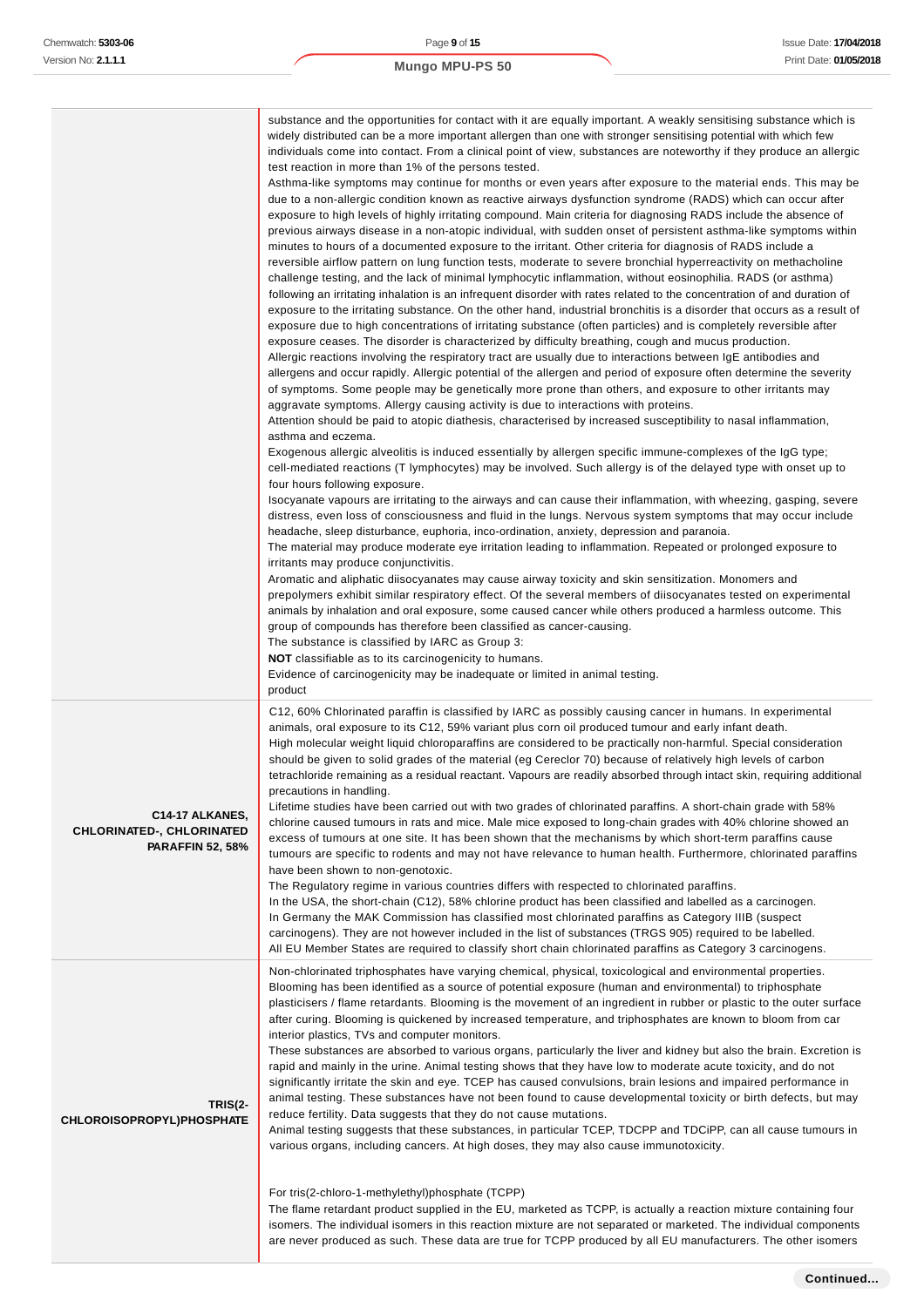| | |
|---|---|
| | substance and the opportunities for contact with it are equally important. A weakly sensitising substance which is widely distributed can be a more important allergen than one with stronger sensitising potential with which few individuals come into contact. From a clinical point of view, substances are noteworthy if they produce an allergic test reaction in more than 1% of the persons tested.<br>Asthma-like symptoms may continue for months or even years after exposure to the material ends. This may be due to a non-allergic condition known as reactive airways dysfunction syndrome (RADS) which can occur after exposure to high levels of highly irritating compound. Main criteria for diagnosing RADS include the absence of previous airways disease in a non-atopic individual, with sudden onset of persistent asthma-like symptoms within minutes to hours of a documented exposure to the irritant. Other criteria for diagnosis of RADS include a reversible airflow pattern on lung function tests, moderate to severe bronchial hyperreactivity on methacholine challenge testing, and the lack of minimal lymphocytic inflammation, without eosinophilia. RADS (or asthma) following an irritating inhalation is an infrequent disorder with rates related to the concentration of and duration of exposure to the irritating substance. On the other hand, industrial bronchitis is a disorder that occurs as a result of exposure due to high concentrations of irritating substance (often particles) and is completely reversible after exposure ceases. The disorder is characterized by difficulty breathing, cough and mucus production.<br>Allergic reactions involving the respiratory tract are usually due to interactions between IgE antibodies and allergens and occur rapidly. Allergic potential of the allergen and period of exposure often determine the severity of symptoms. Some people may be genetically more prone than others, and exposure to other irritants may aggravate symptoms. Allergy causing activity is due to interactions with proteins.<br>Attention should be paid to atopic diathesis, characterised by increased susceptibility to nasal inflammation, asthma and eczema.<br>Exogenous allergic alveolitis is induced essentially by allergen specific immune-complexes of the IgG type; cell-mediated reactions (T lymphocytes) may be involved. Such allergy is of the delayed type with onset up to four hours following exposure.<br>Isocyanate vapours are irritating to the airways and can cause their inflammation, with wheezing, gasping, severe distress, even loss of consciousness and fluid in the lungs. Nervous system symptoms that may occur include headache, sleep disturbance, euphoria, inco-ordination, anxiety, depression and paranoia.<br>The material may produce moderate eye irritation leading to inflammation. Repeated or prolonged exposure to irritants may produce conjunctivitis.<br>Aromatic and aliphatic diisocyanates may cause airway toxicity and skin sensitization. Monomers and prepolymers exhibit similar respiratory effect. Of the several members of diisocyanates tested on experimental animals by inhalation and oral exposure, some caused cancer while others produced a harmless outcome. This group of compounds has therefore been classified as cancer-causing.<br>The substance is classified by IARC as Group 3:<br>**NOT** classifiable as to its carcinogenicity to humans.<br>Evidence of carcinogenicity may be inadequate or limited in animal testing.<br>product |
| **C14-17 ALKANES, CHLORINATED-, CHLORINATED PARAFFIN 52, 58%** | C12, 60% Chlorinated paraffin is classified by IARC as possibly causing cancer in humans. In experimental animals, oral exposure to its C12, 59% variant plus corn oil produced tumour and early infant death.<br>High molecular weight liquid chloroparaffins are considered to be practically non-harmful. Special consideration should be given to solid grades of the material (eg Cereclor 70) because of relatively high levels of carbon tetrachloride remaining as a residual reactant. Vapours are readily absorbed through intact skin, requiring additional precautions in handling.<br>Lifetime studies have been carried out with two grades of chlorinated paraffins. A short-chain grade with 58% chlorine caused tumours in rats and mice. Male mice exposed to long-chain grades with 40% chlorine showed an excess of tumours at one site. It has been shown that the mechanisms by which short-term paraffins cause tumours are specific to rodents and may not have relevance to human health. Furthermore, chlorinated paraffins have been shown to non-genotoxic.<br>The Regulatory regime in various countries differs with respected to chlorinated paraffins.<br>In the USA, the short-chain (C12), 58% chlorine product has been classified and labelled as a carcinogen.<br>In Germany the MAK Commission has classified most chlorinated paraffins as Category IIIB (suspect carcinogens). They are not however included in the list of substances (TRGS 905) required to be labelled.<br>All EU Member States are required to classify short chain chlorinated paraffins as Category 3 carcinogens. |
| **TRIS(2-CHLOROISOPROPYL)PHOSPHATE** | Non-chlorinated triphosphates have varying chemical, physical, toxicological and environmental properties.<br>Blooming has been identified as a source of potential exposure (human and environmental) to triphosphate plasticisers / flame retardants. Blooming is the movement of an ingredient in rubber or plastic to the outer surface after curing. Blooming is quickened by increased temperature, and triphosphates are known to bloom from car interior plastics, TVs and computer monitors.<br>These substances are absorbed to various organs, particularly the liver and kidney but also the brain. Excretion is rapid and mainly in the urine. Animal testing shows that they have low to moderate acute toxicity, and do not significantly irritate the skin and eye. TCEP has caused convulsions, brain lesions and impaired performance in animal testing. These substances have not been found to cause developmental toxicity or birth defects, but may reduce fertility. Data suggests that they do not cause mutations.<br>Animal testing suggests that these substances, in particular TCEP, TDCPP and TDCiPP, can all cause tumours in various organs, including cancers. At high doses, they may also cause immunotoxicity.<br><br>For tris(2-chloro-1-methylethyl)phosphate (TCPP)<br>The flame retardant product supplied in the EU, marketed as TCPP, is actually a reaction mixture containing four isomers. The individual isomers in this reaction mixture are not separated or marketed. The individual components are never produced as such. These data are true for TCPP produced by all EU manufacturers. The other isomers |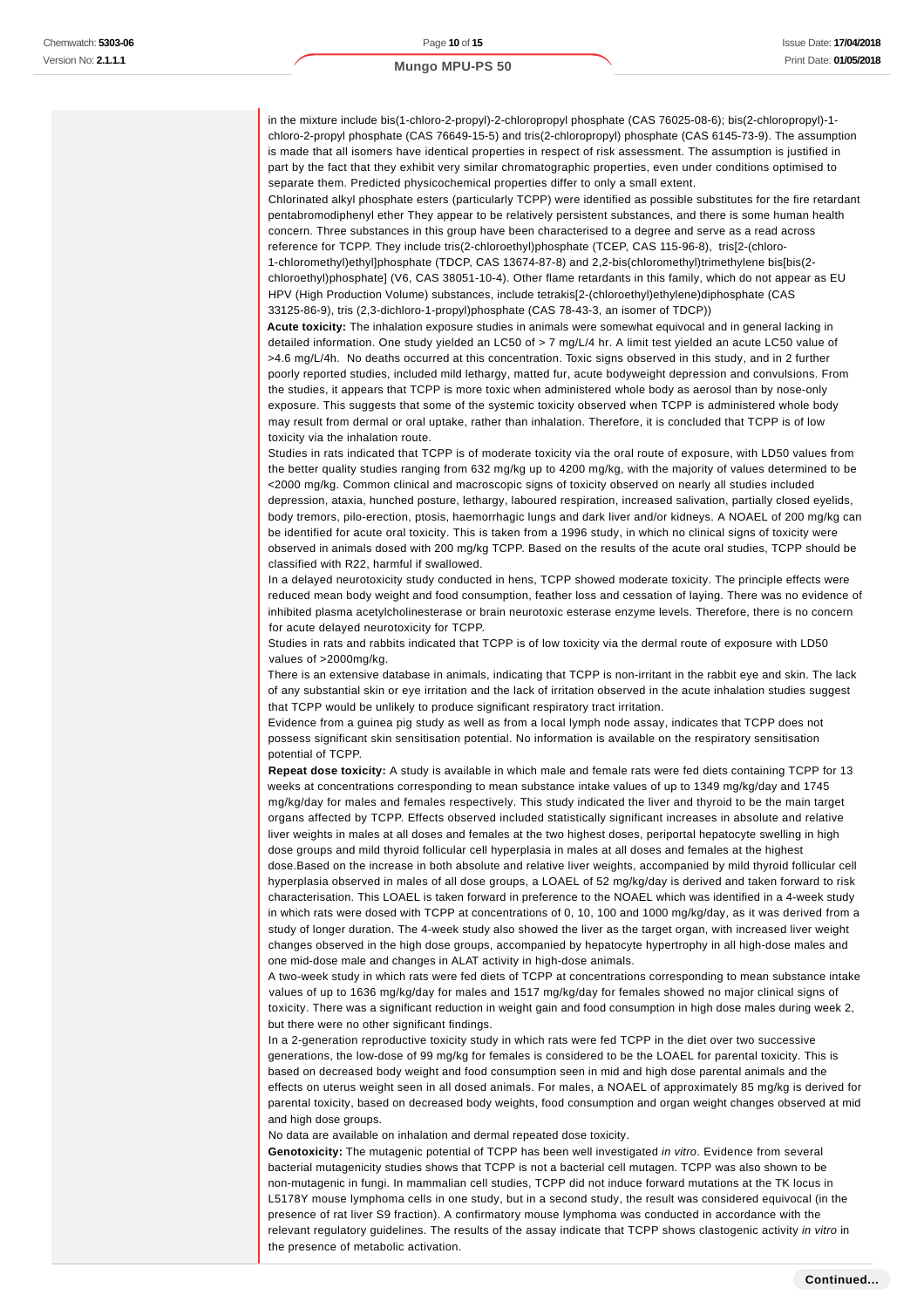in the mixture include bis(1-chloro-2-propyl)-2-chloropropyl phosphate (CAS 76025-08-6); bis(2-chloropropyl)-1-chloro-2-propyl phosphate (CAS 76649-15-5) and tris(2-chloropropyl) phosphate (CAS 6145-73-9). The assumption is made that all isomers have identical properties in respect of risk assessment. The assumption is justified in part by the fact that they exhibit very similar chromatographic properties, even under conditions optimised to separate them. Predicted physicochemical properties differ to only a small extent.

Chlorinated alkyl phosphate esters (particularly TCPP) were identified as possible substitutes for the fire retardant pentabromodiphenyl ether They appear to be relatively persistent substances, and there is some human health concern. Three substances in this group have been characterised to a degree and serve as a read across reference for TCPP. They include tris(2-chloroethyl)phosphate (TCEP, CAS 115-96-8), tris[2-(chloro-1-chloromethyl)ethyl]phosphate (TDCP, CAS 13674-87-8) and 2,2-bis(chloromethyl)trimethylene bis[bis(2-chloroethyl)phosphate] (V6, CAS 38051-10-4). Other flame retardants in this family, which do not appear as EU HPV (High Production Volume) substances, include tetrakis[2-(chloroethyl)ethylene)diphosphate (CAS 33125-86-9), tris (2,3-dichloro-1-propyl)phosphate (CAS 78-43-3, an isomer of TDCP))

**Acute toxicity:** The inhalation exposure studies in animals were somewhat equivocal and in general lacking in detailed information. One study yielded an LC50 of > 7 mg/L/4 hr. A limit test yielded an acute LC50 value of >4.6 mg/L/4h. No deaths occurred at this concentration. Toxic signs observed in this study, and in 2 further poorly reported studies, included mild lethargy, matted fur, acute bodyweight depression and convulsions. From the studies, it appears that TCPP is more toxic when administered whole body as aerosol than by nose-only exposure. This suggests that some of the systemic toxicity observed when TCPP is administered whole body may result from dermal or oral uptake, rather than inhalation. Therefore, it is concluded that TCPP is of low toxicity via the inhalation route.

Studies in rats indicated that TCPP is of moderate toxicity via the oral route of exposure, with LD50 values from the better quality studies ranging from 632 mg/kg up to 4200 mg/kg, with the majority of values determined to be <2000 mg/kg. Common clinical and macroscopic signs of toxicity observed on nearly all studies included depression, ataxia, hunched posture, lethargy, laboured respiration, increased salivation, partially closed eyelids, body tremors, pilo-erection, ptosis, haemorrhagic lungs and dark liver and/or kidneys. A NOAEL of 200 mg/kg can be identified for acute oral toxicity. This is taken from a 1996 study, in which no clinical signs of toxicity were observed in animals dosed with 200 mg/kg TCPP. Based on the results of the acute oral studies, TCPP should be classified with R22, harmful if swallowed.

In a delayed neurotoxicity study conducted in hens, TCPP showed moderate toxicity. The principle effects were reduced mean body weight and food consumption, feather loss and cessation of laying. There was no evidence of inhibited plasma acetylcholinesterase or brain neurotoxic esterase enzyme levels. Therefore, there is no concern for acute delayed neurotoxicity for TCPP.

Studies in rats and rabbits indicated that TCPP is of low toxicity via the dermal route of exposure with LD50 values of >2000mg/kg.

There is an extensive database in animals, indicating that TCPP is non-irritant in the rabbit eye and skin. The lack of any substantial skin or eye irritation and the lack of irritation observed in the acute inhalation studies suggest that TCPP would be unlikely to produce significant respiratory tract irritation.

Evidence from a guinea pig study as well as from a local lymph node assay, indicates that TCPP does not possess significant skin sensitisation potential. No information is available on the respiratory sensitisation potential of TCPP.

**Repeat dose toxicity:** A study is available in which male and female rats were fed diets containing TCPP for 13 weeks at concentrations corresponding to mean substance intake values of up to 1349 mg/kg/day and 1745 mg/kg/day for males and females respectively. This study indicated the liver and thyroid to be the main target organs affected by TCPP. Effects observed included statistically significant increases in absolute and relative liver weights in males at all doses and females at the two highest doses, periportal hepatocyte swelling in high dose groups and mild thyroid follicular cell hyperplasia in males at all doses and females at the highest dose.Based on the increase in both absolute and relative liver weights, accompanied by mild thyroid follicular cell hyperplasia observed in males of all dose groups, a LOAEL of 52 mg/kg/day is derived and taken forward to risk characterisation. This LOAEL is taken forward in preference to the NOAEL which was identified in a 4-week study in which rats were dosed with TCPP at concentrations of 0, 10, 100 and 1000 mg/kg/day, as it was derived from a study of longer duration. The 4-week study also showed the liver as the target organ, with increased liver weight changes observed in the high dose groups, accompanied by hepatocyte hypertrophy in all high-dose males and one mid-dose male and changes in ALAT activity in high-dose animals.

A two-week study in which rats were fed diets of TCPP at concentrations corresponding to mean substance intake values of up to 1636 mg/kg/day for males and 1517 mg/kg/day for females showed no major clinical signs of toxicity. There was a significant reduction in weight gain and food consumption in high dose males during week 2, but there were no other significant findings.

In a 2-generation reproductive toxicity study in which rats were fed TCPP in the diet over two successive generations, the low-dose of 99 mg/kg for females is considered to be the LOAEL for parental toxicity. This is based on decreased body weight and food consumption seen in mid and high dose parental animals and the effects on uterus weight seen in all dosed animals. For males, a NOAEL of approximately 85 mg/kg is derived for parental toxicity, based on decreased body weights, food consumption and organ weight changes observed at mid and high dose groups.

No data are available on inhalation and dermal repeated dose toxicity.

**Genotoxicity:** The mutagenic potential of TCPP has been well investigated *in vitro*. Evidence from several bacterial mutagenicity studies shows that TCPP is not a bacterial cell mutagen. TCPP was also shown to be non-mutagenic in fungi. In mammalian cell studies, TCPP did not induce forward mutations at the TK locus in L5178Y mouse lymphoma cells in one study, but in a second study, the result was considered equivocal (in the presence of rat liver S9 fraction). A confirmatory mouse lymphoma was conducted in accordance with the relevant regulatory guidelines. The results of the assay indicate that TCPP shows clastogenic activity *in vitro* in the presence of metabolic activation.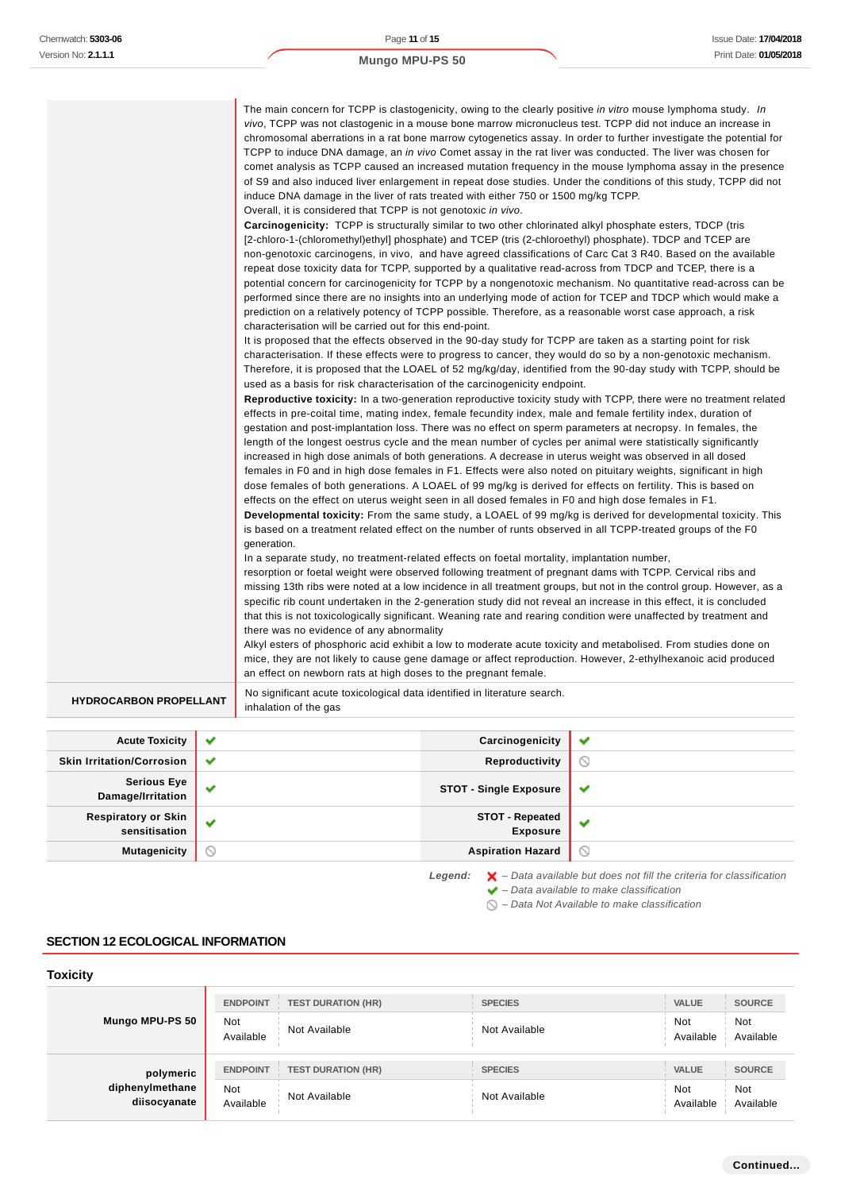| | |
|---|---|
| | The main concern for TCPP is clastogenicity, owing to the clearly positive *in vitro* mouse lymphoma study. *In vivo*, TCPP was not clastogenic in a mouse bone marrow micronucleus test. TCPP did not induce an increase in chromosomal aberrations in a rat bone marrow cytogenetics assay. In order to further investigate the potential for TCPP to induce DNA damage, an *in vivo* Comet assay in the rat liver was conducted. The liver was chosen for comet analysis as TCPP caused an increased mutation frequency in the mouse lymphoma assay in the presence of S9 and also induced liver enlargement in repeat dose studies. Under the conditions of this study, TCPP did not induce DNA damage in the liver of rats treated with either 750 or 1500 mg/kg TCPP.<br>Overall, it is considered that TCPP is not genotoxic *in vivo*.<br>**Carcinogenicity:** TCPP is structurally similar to two other chlorinated alkyl phosphate esters, TDCP (tris [2-chloro-1-(chloromethyl)ethyl] phosphate) and TCEP (tris (2-chloroethyl) phosphate). TDCP and TCEP are non-genotoxic carcinogens, in vivo, and have agreed classifications of Carc Cat 3 R40. Based on the available repeat dose toxicity data for TCPP, supported by a qualitative read-across from TDCP and TCEP, there is a potential concern for carcinogenicity for TCPP by a nongenotoxic mechanism. No quantitative read-across can be performed since there are no insights into an underlying mode of action for TCEP and TDCP which would make a prediction on a relatively potency of TCPP possible. Therefore, as a reasonable worst case approach, a risk characterisation will be carried out for this end-point.<br>It is proposed that the effects observed in the 90-day study for TCPP are taken as a starting point for risk characterisation. If these effects were to progress to cancer, they would do so by a non-genotoxic mechanism. Therefore, it is proposed that the LOAEL of 52 mg/kg/day, identified from the 90-day study with TCPP, should be used as a basis for risk characterisation of the carcinogenicity endpoint.<br>**Reproductive toxicity:** In a two-generation reproductive toxicity study with TCPP, there were no treatment related effects in pre-coital time, mating index, female fecundity index, male and female fertility index, duration of gestation and post-implantation loss. There was no effect on sperm parameters at necropsy. In females, the length of the longest oestrus cycle and the mean number of cycles per animal were statistically significantly increased in high dose animals of both generations. A decrease in uterus weight was observed in all dosed females in F0 and in high dose females in F1. Effects were also noted on pituitary weights, significant in high dose females of both generations. A LOAEL of 99 mg/kg is derived for effects on fertility. This is based on effects on the effect on uterus weight seen in all dosed females in F0 and high dose females in F1.<br>**Developmental toxicity:** From the same study, a LOAEL of 99 mg/kg is derived for developmental toxicity. This is based on a treatment related effect on the number of runts observed in all TCPP-treated groups of the F0 generation.<br>In a separate study, no treatment-related effects on foetal mortality, implantation number, resorption or foetal weight were observed following treatment of pregnant dams with TCPP. Cervical ribs and missing 13th ribs were noted at a low incidence in all treatment groups, but not in the control group. However, as a specific rib count undertaken in the 2-generation study did not reveal an increase in this effect, it is concluded that this is not toxicologically significant. Weaning rate and rearing condition were unaffected by treatment and there was no evidence of any abnormality<br>Alkyl esters of phosphoric acid exhibit a low to moderate acute toxicity and metabolised. From studies done on mice, they are not likely to cause gene damage or affect reproduction. However, 2-ethylhexanoic acid produced an effect on newborn rats at high doses to the pregnant female. |
| **HYDROCARBON PROPELLANT** | No significant acute toxicological data identified in literature search.<br>inhalation of the gas |

| | | | |
|---|---|---|---|
| **Acute Toxicity** | ✔ | **Carcinogenicity** | ✔ |
| **Skin Irritation/Corrosion** | ✔ | **Reproductivity** | ⦸ |
| **Serious Eye Damage/Irritation** | ✔ | **STOT - Single Exposure** | ✔ |
| **Respiratory or Skin sensitisation** | ✔ | **STOT - Repeated Exposure** | ✔ |
| **Mutagenicity** | ⦸ | **Aspiration Hazard** | ⦸ |

*Legend:*
- ✘ – *Data available but does not fill the criteria for classification*
- ✔ – *Data available to make classification*
- ⦸ – *Data Not Available to make classification*

## SECTION 12 ECOLOGICAL INFORMATION

### Toxicity

| | ENDPOINT | TEST DURATION (HR) | SPECIES | VALUE | SOURCE |
|---|---|---|---|---|---|
| **Mungo MPU-PS 50** | Not Available | Not Available | Not Available | Not Available | Not Available |
| **polymeric diphenylmethane diisocyanate** | Not Available | Not Available | Not Available | Not Available | Not Available |

Continued...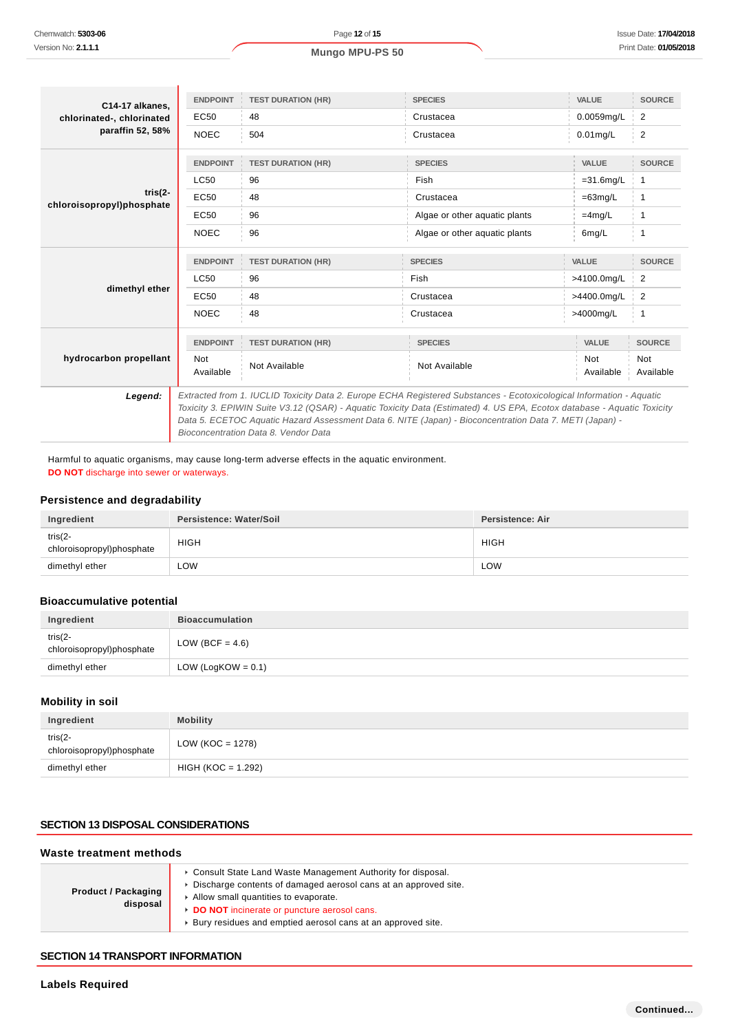| | ENDPOINT | TEST DURATION (HR) | SPECIES | VALUE | SOURCE |
|---|---|---|---|---|---|
| **C14-17 alkanes, chlorinated-, chlorinated paraffin 52, 58%** | EC50 | 48 | Crustacea | 0.0059mg/L | 2 |
| | NOEC | 504 | Crustacea | 0.01mg/L | 2 |

| | ENDPOINT | TEST DURATION (HR) | SPECIES | VALUE | SOURCE |
|---|---|---|---|---|---|
| **tris(2-chloroisopropyl)phosphate** | LC50 | 96 | Fish | =31.6mg/L | 1 |
| | EC50 | 48 | Crustacea | =63mg/L | 1 |
| | EC50 | 96 | Algae or other aquatic plants | =4mg/L | 1 |
| | NOEC | 96 | Algae or other aquatic plants | 6mg/L | 1 |

| | ENDPOINT | TEST DURATION (HR) | SPECIES | VALUE | SOURCE |
|---|---|---|---|---|---|
| **dimethyl ether** | LC50 | 96 | Fish | >4100.0mg/L | 2 |
| | EC50 | 48 | Crustacea | >4400.0mg/L | 2 |
| | NOEC | 48 | Crustacea | >4000mg/L | 1 |

| | ENDPOINT | TEST DURATION (HR) | SPECIES | VALUE | SOURCE |
|---|---|---|---|---|---|
| **hydrocarbon propellant** | Not Available | Not Available | Not Available | Not Available | Not Available |

***Legend:*** *Extracted from 1. IUCLID Toxicity Data 2. Europe ECHA Registered Substances - Ecotoxicological Information - Aquatic Toxicity 3. EPIWIN Suite V3.12 (QSAR) - Aquatic Toxicity Data (Estimated) 4. US EPA, Ecotox database - Aquatic Toxicity Data 5. ECETOC Aquatic Hazard Assessment Data 6. NITE (Japan) - Bioconcentration Data 7. METI (Japan) - Bioconcentration Data 8. Vendor Data*

Harmful to aquatic organisms, may cause long-term adverse effects in the aquatic environment.
**DO NOT** discharge into sewer or waterways.

### Persistence and degradability

| Ingredient | Persistence: Water/Soil | Persistence: Air |
|---|---|---|
| tris(2-chloroisopropyl)phosphate | HIGH | HIGH |
| dimethyl ether | LOW | LOW |

### Bioaccumulative potential

| Ingredient | Bioaccumulation |
|---|---|
| tris(2-chloroisopropyl)phosphate | LOW (BCF = 4.6) |
| dimethyl ether | LOW (LogKOW = 0.1) |

### Mobility in soil

| Ingredient | Mobility |
|---|---|
| tris(2-chloroisopropyl)phosphate | LOW (KOC = 1278) |
| dimethyl ether | HIGH (KOC = 1.292) |

## SECTION 13 DISPOSAL CONSIDERATIONS

### Waste treatment methods

| | |
|---|---|
| **Product / Packaging disposal** | ▸ Consult State Land Waste Management Authority for disposal.<br>▸ Discharge contents of damaged aerosol cans at an approved site.<br>▸ Allow small quantities to evaporate.<br>▸ **DO NOT** incinerate or puncture aerosol cans.<br>▸ Bury residues and emptied aerosol cans at an approved site. |

## SECTION 14 TRANSPORT INFORMATION

### Labels Required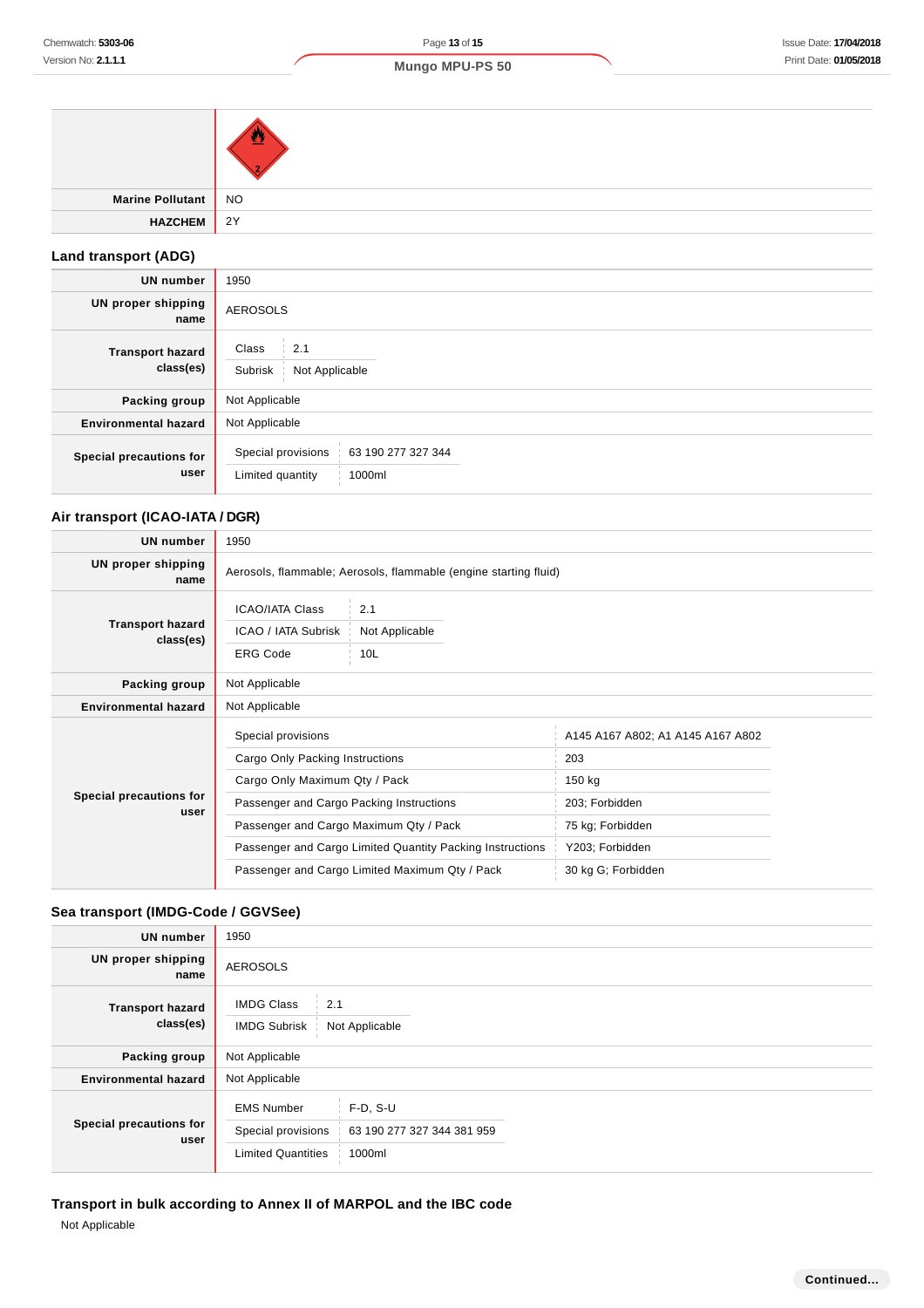| | |
|---|---|
| | |
| **Marine Pollutant** | NO |
| **HAZCHEM** | 2Y |

## Land transport (ADG)

| | |
|---|---|
| **UN number** | 1950 |
| **UN proper shipping name** | AEROSOLS |
| **Transport hazard class(es)** | Class: 2.1<br>Subrisk: Not Applicable |
| **Packing group** | Not Applicable |
| **Environmental hazard** | Not Applicable |
| **Special precautions for user** | Special provisions: 63 190 277 327 344<br>Limited quantity: 1000ml |

## Air transport (ICAO-IATA / DGR)

| | |
|---|---|
| **UN number** | 1950 |
| **UN proper shipping name** | Aerosols, flammable; Aerosols, flammable (engine starting fluid) |
| **Transport hazard class(es)** | ICAO/IATA Class: 2.1<br>ICAO / IATA Subrisk: Not Applicable<br>ERG Code: 10L |
| **Packing group** | Not Applicable |
| **Environmental hazard** | Not Applicable |
| **Special precautions for user** | Special provisions: A145 A167 A802; A1 A145 A167 A802<br>Cargo Only Packing Instructions: 203<br>Cargo Only Maximum Qty / Pack: 150 kg<br>Passenger and Cargo Packing Instructions: 203; Forbidden<br>Passenger and Cargo Maximum Qty / Pack: 75 kg; Forbidden<br>Passenger and Cargo Limited Quantity Packing Instructions: Y203; Forbidden<br>Passenger and Cargo Limited Maximum Qty / Pack: 30 kg G; Forbidden |

## Sea transport (IMDG-Code / GGVSee)

| | |
|---|---|
| **UN number** | 1950 |
| **UN proper shipping name** | AEROSOLS |
| **Transport hazard class(es)** | IMDG Class: 2.1<br>IMDG Subrisk: Not Applicable |
| **Packing group** | Not Applicable |
| **Environmental hazard** | Not Applicable |
| **Special precautions for user** | EMS Number: F-D, S-U<br>Special provisions: 63 190 277 327 344 381 959<br>Limited Quantities: 1000ml |

## Transport in bulk according to Annex II of MARPOL and the IBC code

Not Applicable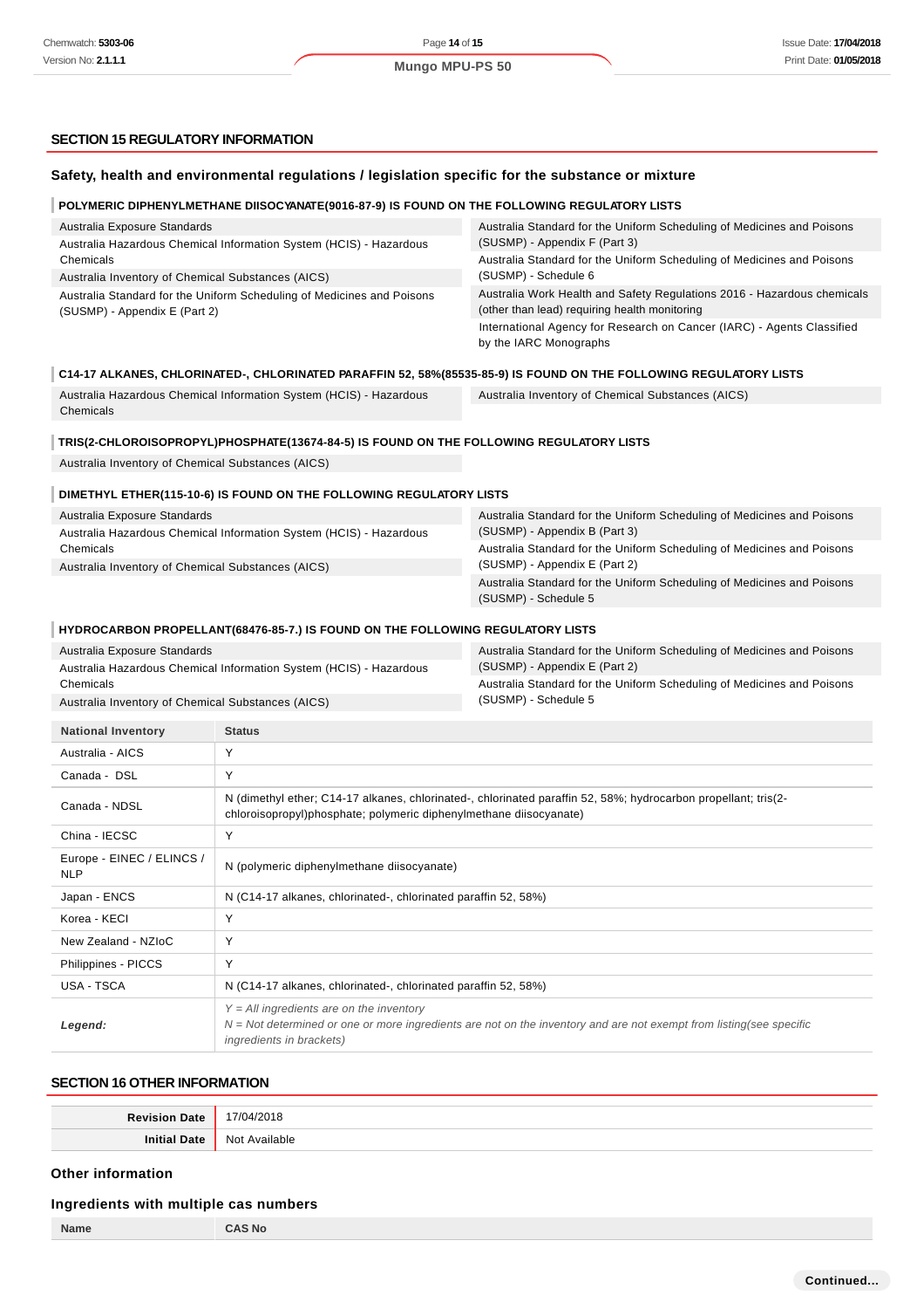## SECTION 15 REGULATORY INFORMATION

### Safety, health and environmental regulations / legislation specific for the substance or mixture

**POLYMERIC DIPHENYLMETHANE DIISOCYANATE(9016-87-9) IS FOUND ON THE FOLLOWING REGULATORY LISTS**

- Australia Exposure Standards
- Australia Hazardous Chemical Information System (HCIS) - Hazardous Chemicals
- Australia Inventory of Chemical Substances (AICS)
- Australia Standard for the Uniform Scheduling of Medicines and Poisons (SUSMP) - Appendix E (Part 2)
- Australia Standard for the Uniform Scheduling of Medicines and Poisons (SUSMP) - Appendix F (Part 3)
- Australia Standard for the Uniform Scheduling of Medicines and Poisons (SUSMP) - Schedule 6
- Australia Work Health and Safety Regulations 2016 - Hazardous chemicals (other than lead) requiring health monitoring
- International Agency for Research on Cancer (IARC) - Agents Classified by the IARC Monographs

**C14-17 ALKANES, CHLORINATED-, CHLORINATED PARAFFIN 52, 58%(85535-85-9) IS FOUND ON THE FOLLOWING REGULATORY LISTS**

- Australia Hazardous Chemical Information System (HCIS) - Hazardous Chemicals
- Australia Inventory of Chemical Substances (AICS)

**TRIS(2-CHLOROISOPROPYL)PHOSPHATE(13674-84-5) IS FOUND ON THE FOLLOWING REGULATORY LISTS**

- Australia Inventory of Chemical Substances (AICS)

**DIMETHYL ETHER(115-10-6) IS FOUND ON THE FOLLOWING REGULATORY LISTS**

- Australia Exposure Standards
- Australia Hazardous Chemical Information System (HCIS) - Hazardous Chemicals
- Australia Inventory of Chemical Substances (AICS)
- Australia Standard for the Uniform Scheduling of Medicines and Poisons (SUSMP) - Appendix B (Part 3)
- Australia Standard for the Uniform Scheduling of Medicines and Poisons (SUSMP) - Appendix E (Part 2)
- Australia Standard for the Uniform Scheduling of Medicines and Poisons (SUSMP) - Schedule 5

**HYDROCARBON PROPELLANT(68476-85-7.) IS FOUND ON THE FOLLOWING REGULATORY LISTS**

- Australia Exposure Standards
- Australia Hazardous Chemical Information System (HCIS) - Hazardous Chemicals
- Australia Inventory of Chemical Substances (AICS)
- Australia Standard for the Uniform Scheduling of Medicines and Poisons (SUSMP) - Appendix E (Part 2)
- Australia Standard for the Uniform Scheduling of Medicines and Poisons (SUSMP) - Schedule 5

| National Inventory | Status |
|---|---|
| Australia - AICS | Y |
| Canada - DSL | Y |
| Canada - NDSL | N (dimethyl ether; C14-17 alkanes, chlorinated-, chlorinated paraffin 52, 58%; hydrocarbon propellant; tris(2-chloroisopropyl)phosphate; polymeric diphenylmethane diisocyanate) |
| China - IECSC | Y |
| Europe - EINEC / ELINCS / NLP | N (polymeric diphenylmethane diisocyanate) |
| Japan - ENCS | N (C14-17 alkanes, chlorinated-, chlorinated paraffin 52, 58%) |
| Korea - KECI | Y |
| New Zealand - NZIoC | Y |
| Philippines - PICCS | Y |
| USA - TSCA | N (C14-17 alkanes, chlorinated-, chlorinated paraffin 52, 58%) |
| ***Legend:*** | *Y = All ingredients are on the inventory*<br>*N = Not determined or one or more ingredients are not on the inventory and are not exempt from listing(see specific ingredients in brackets)* |

## SECTION 16 OTHER INFORMATION

| | |
|---|---|
| **Revision Date** | 17/04/2018 |
| **Initial Date** | Not Available |

### Other information

### Ingredients with multiple cas numbers

| Name | CAS No |
|---|---|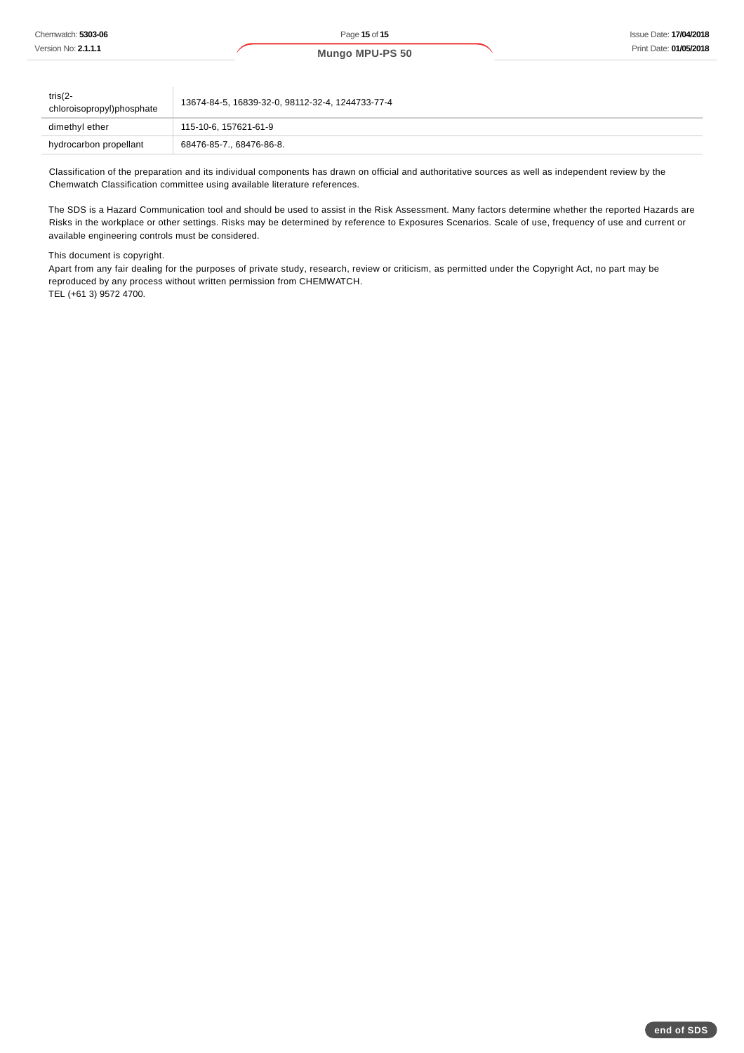| | |
|---|---|
| tris(2-chloroisopropyl)phosphate | 13674-84-5, 16839-32-0, 98112-32-4, 1244733-77-4 |
| dimethyl ether | 115-10-6, 157621-61-9 |
| hydrocarbon propellant | 68476-85-7., 68476-86-8. |

Classification of the preparation and its individual components has drawn on official and authoritative sources as well as independent review by the Chemwatch Classification committee using available literature references.

The SDS is a Hazard Communication tool and should be used to assist in the Risk Assessment. Many factors determine whether the reported Hazards are Risks in the workplace or other settings. Risks may be determined by reference to Exposures Scenarios. Scale of use, frequency of use and current or available engineering controls must be considered.

This document is copyright.
Apart from any fair dealing for the purposes of private study, research, review or criticism, as permitted under the Copyright Act, no part may be reproduced by any process without written permission from CHEMWATCH.
TEL (+61 3) 9572 4700.

end of SDS